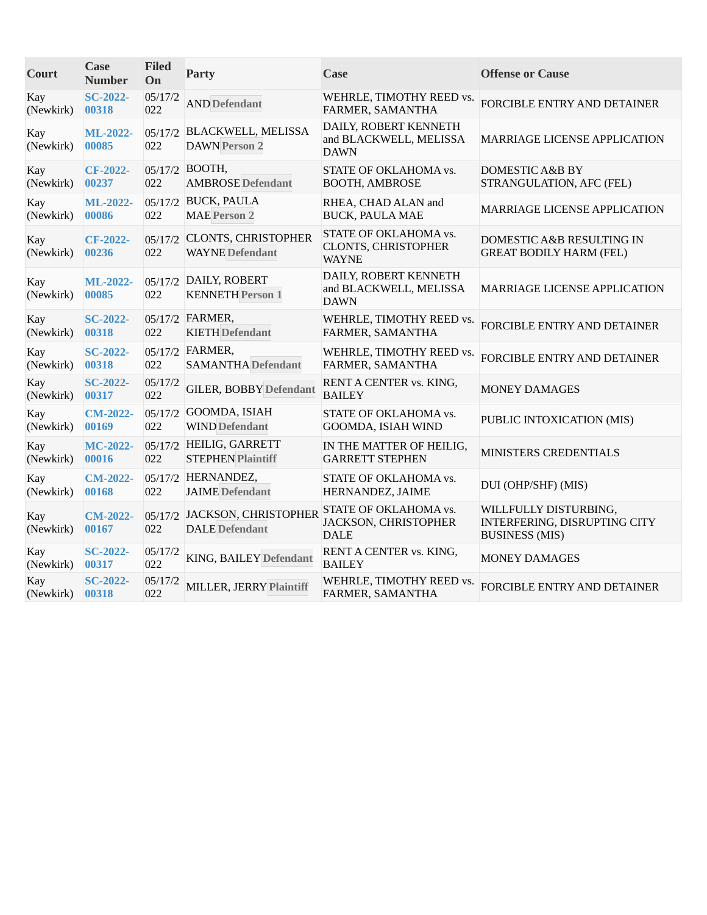| Court | Case Number | Filed On | Party | Case | Offense or Cause |
|---|---|---|---|---|---|
| Kay (Newkirk) | SC-2022-00318 | 05/17/2022 | AND **Defendant** | WEHRLE, TIMOTHY REED vs. FARMER, SAMANTHA | FORCIBLE ENTRY AND DETAINER |
| Kay (Newkirk) | ML-2022-00085 | 05/17/2022 | BLACKWELL, MELISSA DAWN **Person 2** | DAILY, ROBERT KENNETH and BLACKWELL, MELISSA DAWN | MARRIAGE LICENSE APPLICATION |
| Kay (Newkirk) | CF-2022-00237 | 05/17/2022 | BOOTH, AMBROSE **Defendant** | STATE OF OKLAHOMA vs. BOOTH, AMBROSE | DOMESTIC A&B BY STRANGULATION, AFC (FEL) |
| Kay (Newkirk) | ML-2022-00086 | 05/17/2022 | BUCK, PAULA MAE **Person 2** | RHEA, CHAD ALAN and BUCK, PAULA MAE | MARRIAGE LICENSE APPLICATION |
| Kay (Newkirk) | CF-2022-00236 | 05/17/2022 | CLONTS, CHRISTOPHER WAYNE **Defendant** | STATE OF OKLAHOMA vs. CLONTS, CHRISTOPHER WAYNE | DOMESTIC A&B RESULTING IN GREAT BODILY HARM (FEL) |
| Kay (Newkirk) | ML-2022-00085 | 05/17/2022 | DAILY, ROBERT KENNETH **Person 1** | DAILY, ROBERT KENNETH and BLACKWELL, MELISSA DAWN | MARRIAGE LICENSE APPLICATION |
| Kay (Newkirk) | SC-2022-00318 | 05/17/2022 | FARMER, KIETH **Defendant** | WEHRLE, TIMOTHY REED vs. FARMER, SAMANTHA | FORCIBLE ENTRY AND DETAINER |
| Kay (Newkirk) | SC-2022-00318 | 05/17/2022 | FARMER, SAMANTHA **Defendant** | WEHRLE, TIMOTHY REED vs. FARMER, SAMANTHA | FORCIBLE ENTRY AND DETAINER |
| Kay (Newkirk) | SC-2022-00317 | 05/17/2022 | GILER, BOBBY **Defendant** | RENT A CENTER vs. KING, BAILEY | MONEY DAMAGES |
| Kay (Newkirk) | CM-2022-00169 | 05/17/2022 | GOOMDA, ISIAH WIND **Defendant** | STATE OF OKLAHOMA vs. GOOMDA, ISIAH WIND | PUBLIC INTOXICATION (MIS) |
| Kay (Newkirk) | MC-2022-00016 | 05/17/2022 | HEILIG, GARRETT STEPHEN **Plaintiff** | IN THE MATTER OF HEILIG, GARRETT STEPHEN | MINISTERS CREDENTIALS |
| Kay (Newkirk) | CM-2022-00168 | 05/17/2022 | HERNANDEZ, JAIME **Defendant** | STATE OF OKLAHOMA vs. HERNANDEZ, JAIME | DUI (OHP/SHF) (MIS) |
| Kay (Newkirk) | CM-2022-00167 | 05/17/2022 | JACKSON, CHRISTOPHER DALE **Defendant** | STATE OF OKLAHOMA vs. JACKSON, CHRISTOPHER DALE | WILLFULLY DISTURBING, INTERFERING, DISRUPTING CITY BUSINESS (MIS) |
| Kay (Newkirk) | SC-2022-00317 | 05/17/2022 | KING, BAILEY **Defendant** | RENT A CENTER vs. KING, BAILEY | MONEY DAMAGES |
| Kay (Newkirk) | SC-2022-00318 | 05/17/2022 | MILLER, JERRY **Plaintiff** | WEHRLE, TIMOTHY REED vs. FARMER, SAMANTHA | FORCIBLE ENTRY AND DETAINER |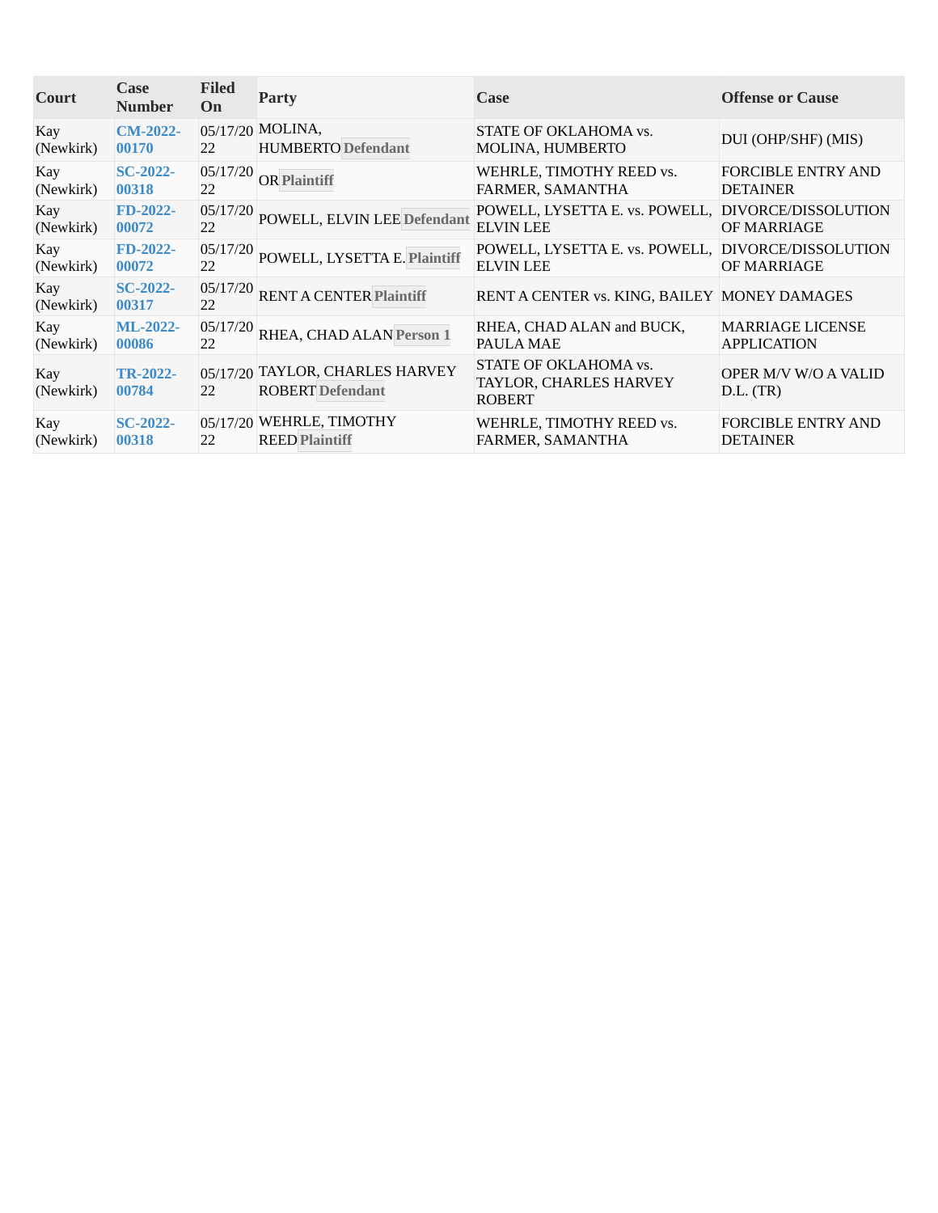| Court | Case Number | Filed On | Party | Case | Offense or Cause |
|---|---|---|---|---|---|
| Kay (Newkirk) | **CM-2022-00170** | 05/17/2022 | MOLINA, HUMBERTO **Defendant** | STATE OF OKLAHOMA vs. MOLINA, HUMBERTO | DUI (OHP/SHF) (MIS) |
| Kay (Newkirk) | **SC-2022-00318** | 05/17/2022 | OR **Plaintiff** | WEHRLE, TIMOTHY REED vs. FARMER, SAMANTHA | FORCIBLE ENTRY AND DETAINER |
| Kay (Newkirk) | **FD-2022-00072** | 05/17/2022 | POWELL, ELVIN LEE **Defendant** | POWELL, LYSETTA E. vs. POWELL, ELVIN LEE | DIVORCE/DISSOLUTION OF MARRIAGE |
| Kay (Newkirk) | **FD-2022-00072** | 05/17/2022 | POWELL, LYSETTA E. **Plaintiff** | POWELL, LYSETTA E. vs. POWELL, ELVIN LEE | DIVORCE/DISSOLUTION OF MARRIAGE |
| Kay (Newkirk) | **SC-2022-00317** | 05/17/2022 | RENT A CENTER **Plaintiff** | RENT A CENTER vs. KING, BAILEY | MONEY DAMAGES |
| Kay (Newkirk) | **ML-2022-00086** | 05/17/2022 | RHEA, CHAD ALAN **Person 1** | RHEA, CHAD ALAN and BUCK, PAULA MAE | MARRIAGE LICENSE APPLICATION |
| Kay (Newkirk) | **TR-2022-00784** | 05/17/2022 | TAYLOR, CHARLES HARVEY ROBERT **Defendant** | STATE OF OKLAHOMA vs. TAYLOR, CHARLES HARVEY ROBERT | OPER M/V W/O A VALID D.L. (TR) |
| Kay (Newkirk) | **SC-2022-00318** | 05/17/2022 | WEHRLE, TIMOTHY REED **Plaintiff** | WEHRLE, TIMOTHY REED vs. FARMER, SAMANTHA | FORCIBLE ENTRY AND DETAINER |